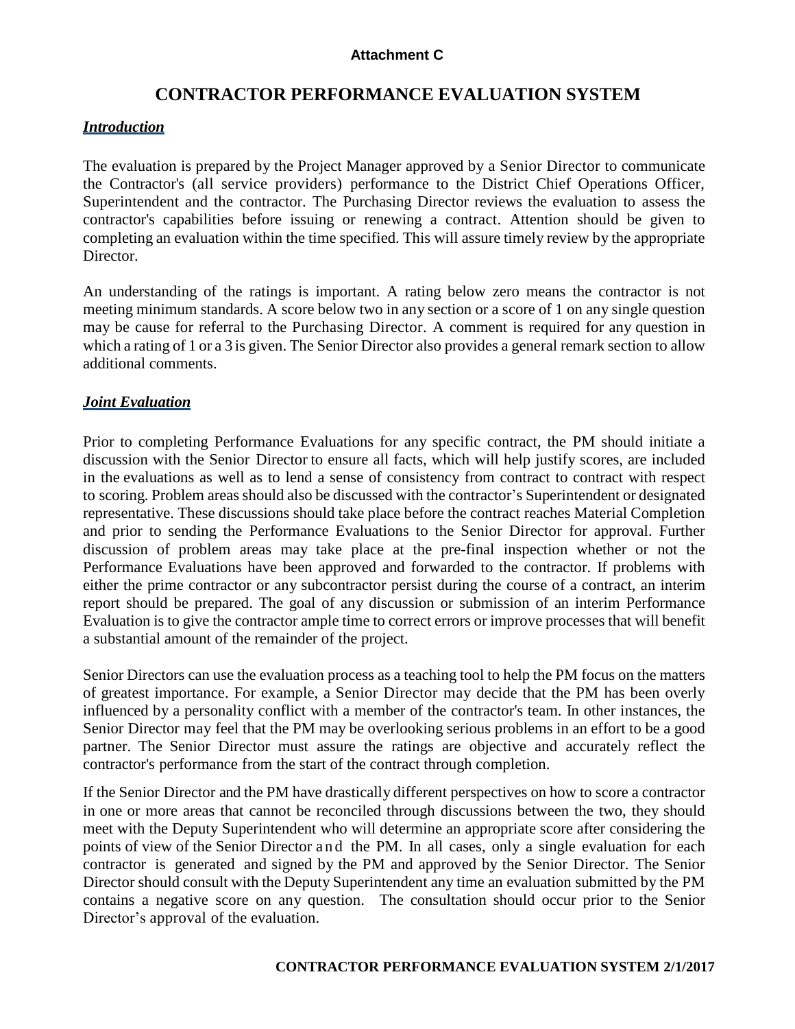**Attachment C**

# CONTRACTOR PERFORMANCE EVALUATION SYSTEM

## *Introduction*

The evaluation is prepared by the Project Manager approved by a Senior Director to communicate the Contractor's (all service providers) performance to the District Chief Operations Officer, Superintendent and the contractor. The Purchasing Director reviews the evaluation to assess the contractor's capabilities before issuing or renewing a contract. Attention should be given to completing an evaluation within the time specified. This will assure timely review by the appropriate Director.

An understanding of the ratings is important. A rating below zero means the contractor is not meeting minimum standards. A score below two in any section or a score of 1 on any single question may be cause for referral to the Purchasing Director. A comment is required for any question in which a rating of 1 or a 3 is given. The Senior Director also provides a general remark section to allow additional comments.

## *Joint Evaluation*

Prior to completing Performance Evaluations for any specific contract, the PM should initiate a discussion with the Senior Director to ensure all facts, which will help justify scores, are included in the evaluations as well as to lend a sense of consistency from contract to contract with respect to scoring. Problem areas should also be discussed with the contractor's Superintendent or designated representative. These discussions should take place before the contract reaches Material Completion and prior to sending the Performance Evaluations to the Senior Director for approval. Further discussion of problem areas may take place at the pre-final inspection whether or not the Performance Evaluations have been approved and forwarded to the contractor. If problems with either the prime contractor or any subcontractor persist during the course of a contract, an interim report should be prepared. The goal of any discussion or submission of an interim Performance Evaluation is to give the contractor ample time to correct errors or improve processes that will benefit a substantial amount of the remainder of the project.

Senior Directors can use the evaluation process as a teaching tool to help the PM focus on the matters of greatest importance. For example, a Senior Director may decide that the PM has been overly influenced by a personality conflict with a member of the contractor's team. In other instances, the Senior Director may feel that the PM may be overlooking serious problems in an effort to be a good partner. The Senior Director must assure the ratings are objective and accurately reflect the contractor's performance from the start of the contract through completion.

If the Senior Director and the PM have drastically different perspectives on how to score a contractor in one or more areas that cannot be reconciled through discussions between the two, they should meet with the Deputy Superintendent who will determine an appropriate score after considering the points of view of the Senior Director and the PM. In all cases, only a single evaluation for each contractor is generated and signed by the PM and approved by the Senior Director. The Senior Director should consult with the Deputy Superintendent any time an evaluation submitted by the PM contains a negative score on any question. The consultation should occur prior to the Senior Director's approval of the evaluation.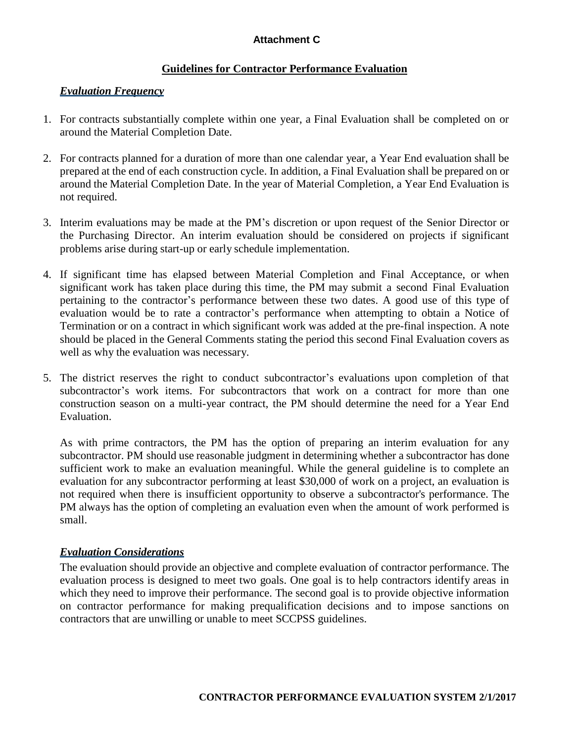**Attachment C**

## Guidelines for Contractor Performance Evaluation

### *Evaluation Frequency*

1. For contracts substantially complete within one year, a Final Evaluation shall be completed on or around the Material Completion Date.

2. For contracts planned for a duration of more than one calendar year, a Year End evaluation shall be prepared at the end of each construction cycle. In addition, a Final Evaluation shall be prepared on or around the Material Completion Date. In the year of Material Completion, a Year End Evaluation is not required.

3. Interim evaluations may be made at the PM's discretion or upon request of the Senior Director or the Purchasing Director. An interim evaluation should be considered on projects if significant problems arise during start-up or early schedule implementation.

4. If significant time has elapsed between Material Completion and Final Acceptance, or when significant work has taken place during this time, the PM may submit a second Final Evaluation pertaining to the contractor's performance between these two dates. A good use of this type of evaluation would be to rate a contractor's performance when attempting to obtain a Notice of Termination or on a contract in which significant work was added at the pre-final inspection. A note should be placed in the General Comments stating the period this second Final Evaluation covers as well as why the evaluation was necessary.

5. The district reserves the right to conduct subcontractor's evaluations upon completion of that subcontractor's work items. For subcontractors that work on a contract for more than one construction season on a multi-year contract, the PM should determine the need for a Year End Evaluation.

   As with prime contractors, the PM has the option of preparing an interim evaluation for any subcontractor. PM should use reasonable judgment in determining whether a subcontractor has done sufficient work to make an evaluation meaningful. While the general guideline is to complete an evaluation for any subcontractor performing at least $30,000 of work on a project, an evaluation is not required when there is insufficient opportunity to observe a subcontractor's performance. The PM always has the option of completing an evaluation even when the amount of work performed is small.

### *Evaluation Considerations*

The evaluation should provide an objective and complete evaluation of contractor performance. The evaluation process is designed to meet two goals. One goal is to help contractors identify areas in which they need to improve their performance. The second goal is to provide objective information on contractor performance for making prequalification decisions and to impose sanctions on contractors that are unwilling or unable to meet SCCPSS guidelines.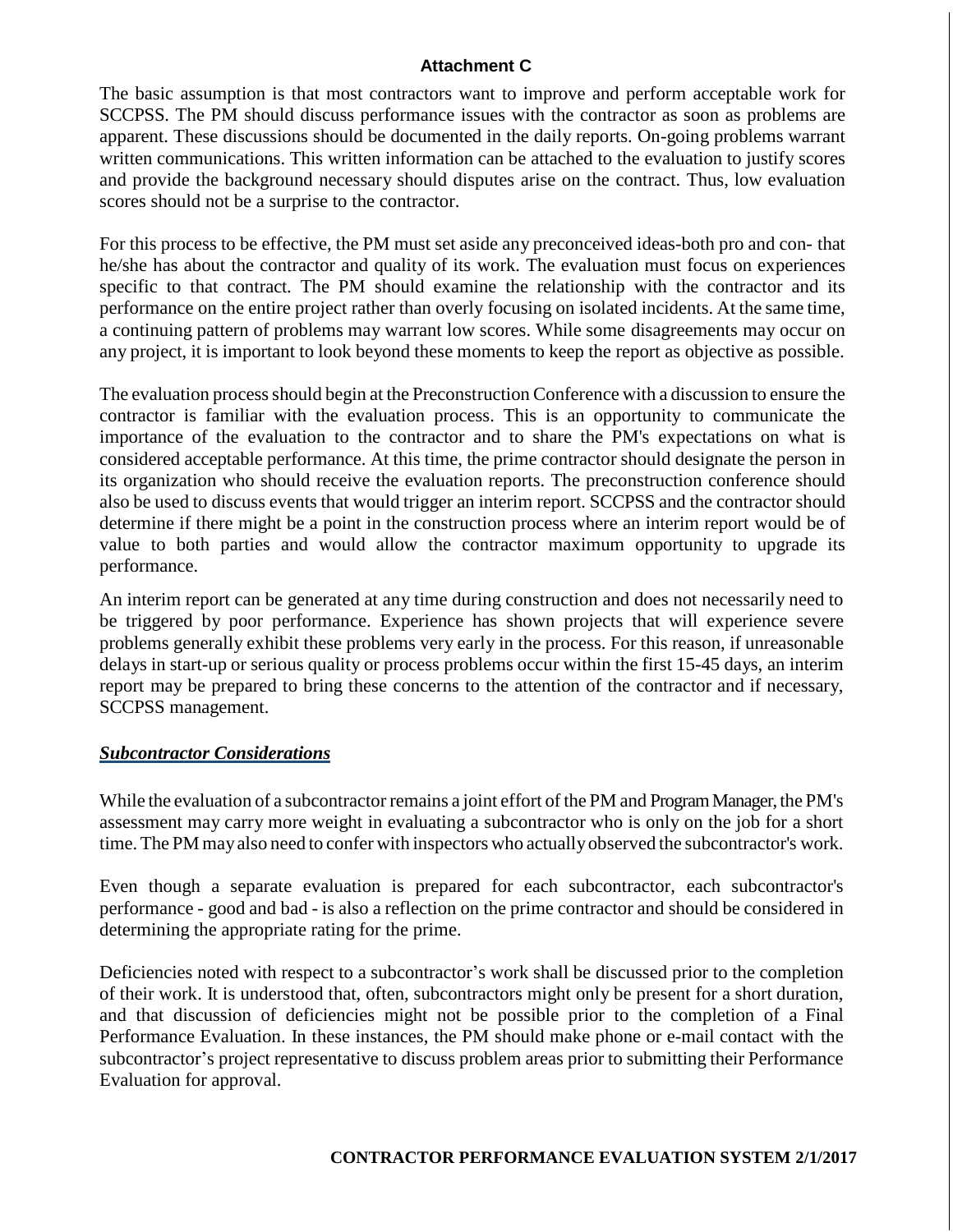## Attachment C

The basic assumption is that most contractors want to improve and perform acceptable work for SCCPSS. The PM should discuss performance issues with the contractor as soon as problems are apparent. These discussions should be documented in the daily reports. On-going problems warrant written communications. This written information can be attached to the evaluation to justify scores and provide the background necessary should disputes arise on the contract. Thus, low evaluation scores should not be a surprise to the contractor.

For this process to be effective, the PM must set aside any preconceived ideas-both pro and con- that he/she has about the contractor and quality of its work. The evaluation must focus on experiences specific to that contract. The PM should examine the relationship with the contractor and its performance on the entire project rather than overly focusing on isolated incidents. At the same time, a continuing pattern of problems may warrant low scores. While some disagreements may occur on any project, it is important to look beyond these moments to keep the report as objective as possible.

The evaluation process should begin at the Preconstruction Conference with a discussion to ensure the contractor is familiar with the evaluation process. This is an opportunity to communicate the importance of the evaluation to the contractor and to share the PM's expectations on what is considered acceptable performance. At this time, the prime contractor should designate the person in its organization who should receive the evaluation reports. The preconstruction conference should also be used to discuss events that would trigger an interim report. SCCPSS and the contractor should determine if there might be a point in the construction process where an interim report would be of value to both parties and would allow the contractor maximum opportunity to upgrade its performance.

An interim report can be generated at any time during construction and does not necessarily need to be triggered by poor performance. Experience has shown projects that will experience severe problems generally exhibit these problems very early in the process. For this reason, if unreasonable delays in start-up or serious quality or process problems occur within the first 15-45 days, an interim report may be prepared to bring these concerns to the attention of the contractor and if necessary, SCCPSS management.

### ***Subcontractor Considerations***

While the evaluation of a subcontractor remains a joint effort of the PM and Program Manager, the PM's assessment may carry more weight in evaluating a subcontractor who is only on the job for a short time. The PM may also need to confer with inspectors who actually observed the subcontractor's work.

Even though a separate evaluation is prepared for each subcontractor, each subcontractor's performance - good and bad - is also a reflection on the prime contractor and should be considered in determining the appropriate rating for the prime.

Deficiencies noted with respect to a subcontractor's work shall be discussed prior to the completion of their work. It is understood that, often, subcontractors might only be present for a short duration, and that discussion of deficiencies might not be possible prior to the completion of a Final Performance Evaluation. In these instances, the PM should make phone or e-mail contact with the subcontractor's project representative to discuss problem areas prior to submitting their Performance Evaluation for approval.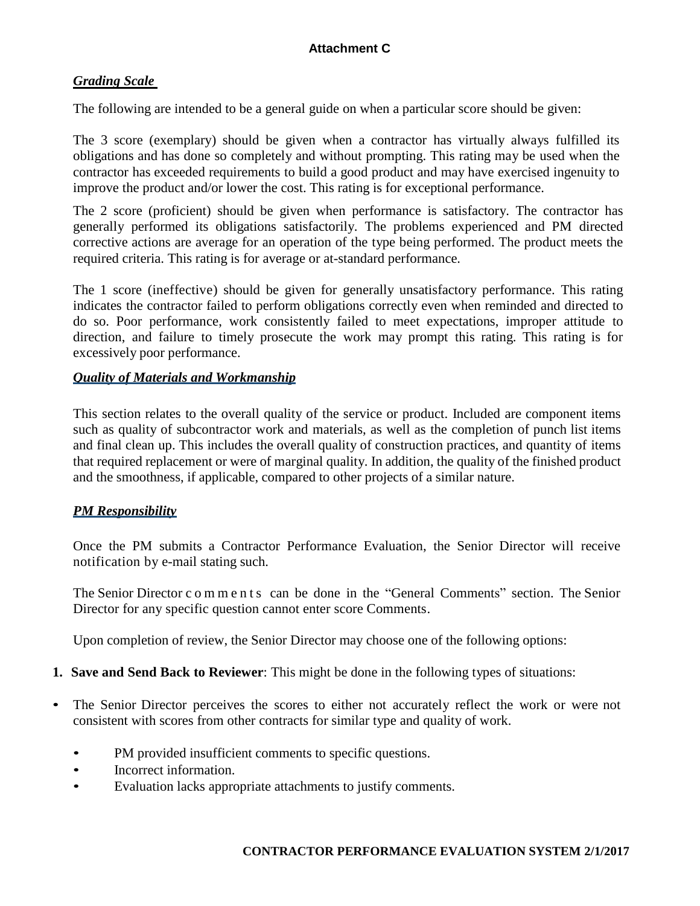**Attachment C**

***Grading Scale***

The following are intended to be a general guide on when a particular score should be given:

The 3 score (exemplary) should be given when a contractor has virtually always fulfilled its obligations and has done so completely and without prompting. This rating may be used when the contractor has exceeded requirements to build a good product and may have exercised ingenuity to improve the product and/or lower the cost. This rating is for exceptional performance.

The 2 score (proficient) should be given when performance is satisfactory. The contractor has generally performed its obligations satisfactorily. The problems experienced and PM directed corrective actions are average for an operation of the type being performed. The product meets the required criteria. This rating is for average or at-standard performance.

The 1 score (ineffective) should be given for generally unsatisfactory performance. This rating indicates the contractor failed to perform obligations correctly even when reminded and directed to do so. Poor performance, work consistently failed to meet expectations, improper attitude to direction, and failure to timely prosecute the work may prompt this rating. This rating is for excessively poor performance.

***Quality of Materials and Workmanship***

This section relates to the overall quality of the service or product. Included are component items such as quality of subcontractor work and materials, as well as the completion of punch list items and final clean up. This includes the overall quality of construction practices, and quantity of items that required replacement or were of marginal quality. In addition, the quality of the finished product and the smoothness, if applicable, compared to other projects of a similar nature.

***PM Responsibility***

Once the PM submits a Contractor Performance Evaluation, the Senior Director will receive notification by e-mail stating such.

The Senior Director comments can be done in the "General Comments" section. The Senior Director for any specific question cannot enter score Comments.

Upon completion of review, the Senior Director may choose one of the following options:

1. **Save and Send Back to Reviewer**: This might be done in the following types of situations:

- The Senior Director perceives the scores to either not accurately reflect the work or were not consistent with scores from other contracts for similar type and quality of work.
  - PM provided insufficient comments to specific questions.
  - Incorrect information.
  - Evaluation lacks appropriate attachments to justify comments.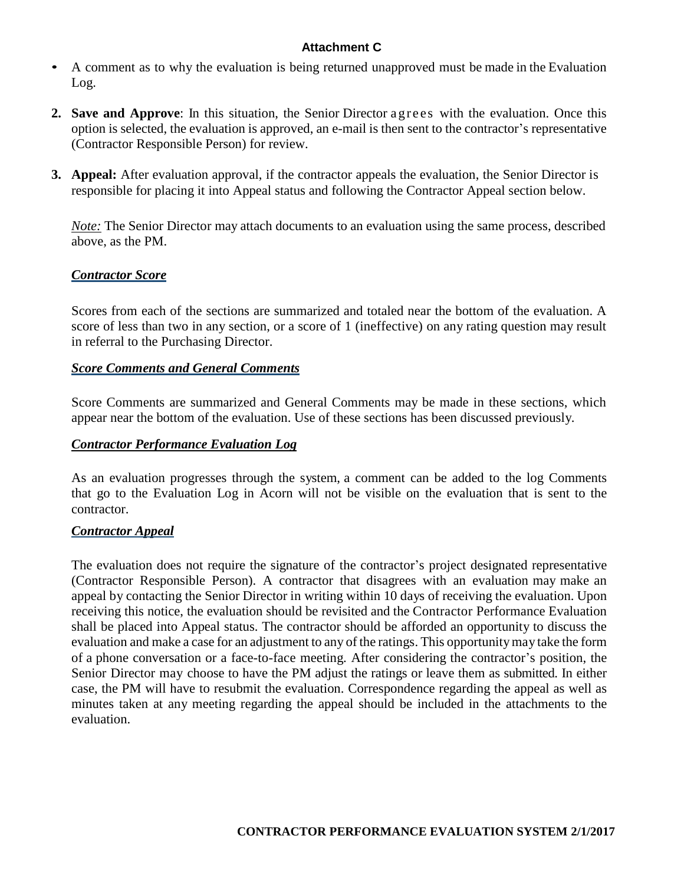**Attachment C**

- A comment as to why the evaluation is being returned unapproved must be made in the Evaluation Log.

2. **Save and Approve**: In this situation, the Senior Director agrees with the evaluation. Once this option is selected, the evaluation is approved, an e-mail is then sent to the contractor's representative (Contractor Responsible Person) for review.

3. **Appeal:** After evaluation approval, if the contractor appeals the evaluation, the Senior Director is responsible for placing it into Appeal status and following the Contractor Appeal section below.

   *Note:* The Senior Director may attach documents to an evaluation using the same process, described above, as the PM.

***Contractor Score***

Scores from each of the sections are summarized and totaled near the bottom of the evaluation. A score of less than two in any section, or a score of 1 (ineffective) on any rating question may result in referral to the Purchasing Director.

***Score Comments and General Comments***

Score Comments are summarized and General Comments may be made in these sections, which appear near the bottom of the evaluation. Use of these sections has been discussed previously.

***Contractor Performance Evaluation Log***

As an evaluation progresses through the system, a comment can be added to the log Comments that go to the Evaluation Log in Acorn will not be visible on the evaluation that is sent to the contractor.

***Contractor Appeal***

The evaluation does not require the signature of the contractor's project designated representative (Contractor Responsible Person). A contractor that disagrees with an evaluation may make an appeal by contacting the Senior Director in writing within 10 days of receiving the evaluation. Upon receiving this notice, the evaluation should be revisited and the Contractor Performance Evaluation shall be placed into Appeal status. The contractor should be afforded an opportunity to discuss the evaluation and make a case for an adjustment to any of the ratings. This opportunity may take the form of a phone conversation or a face-to-face meeting. After considering the contractor's position, the Senior Director may choose to have the PM adjust the ratings or leave them as submitted. In either case, the PM will have to resubmit the evaluation. Correspondence regarding the appeal as well as minutes taken at any meeting regarding the appeal should be included in the attachments to the evaluation.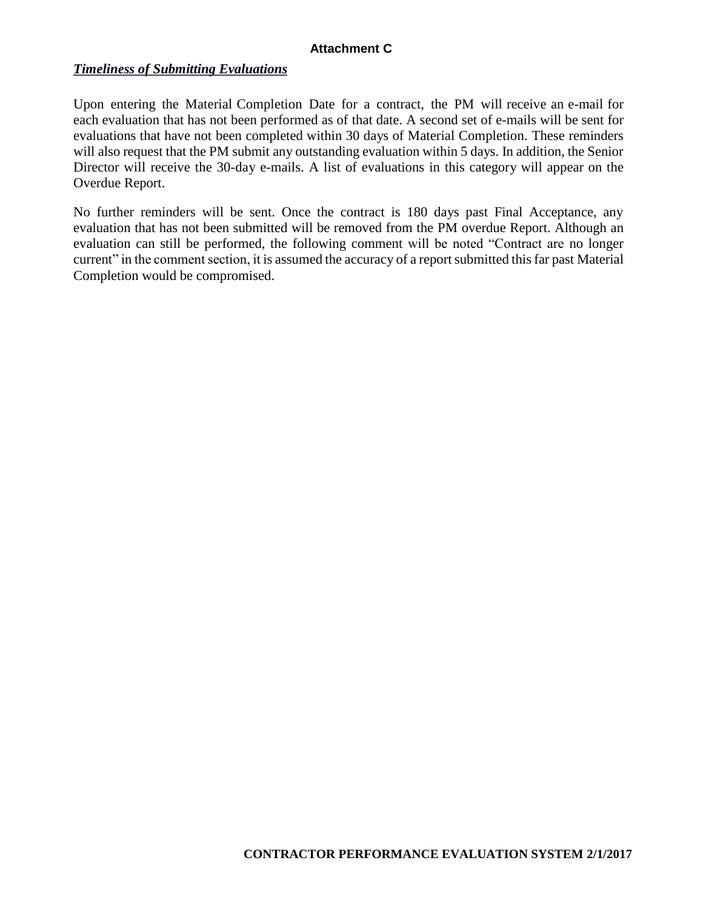**Attachment C**

***Timeliness of Submitting Evaluations***

Upon entering the Material Completion Date for a contract, the PM will receive an e-mail for each evaluation that has not been performed as of that date. A second set of e-mails will be sent for evaluations that have not been completed within 30 days of Material Completion. These reminders will also request that the PM submit any outstanding evaluation within 5 days. In addition, the Senior Director will receive the 30-day e-mails. A list of evaluations in this category will appear on the Overdue Report.

No further reminders will be sent. Once the contract is 180 days past Final Acceptance, any evaluation that has not been submitted will be removed from the PM overdue Report. Although an evaluation can still be performed, the following comment will be noted "Contract are no longer current" in the comment section, it is assumed the accuracy of a report submitted this far past Material Completion would be compromised.